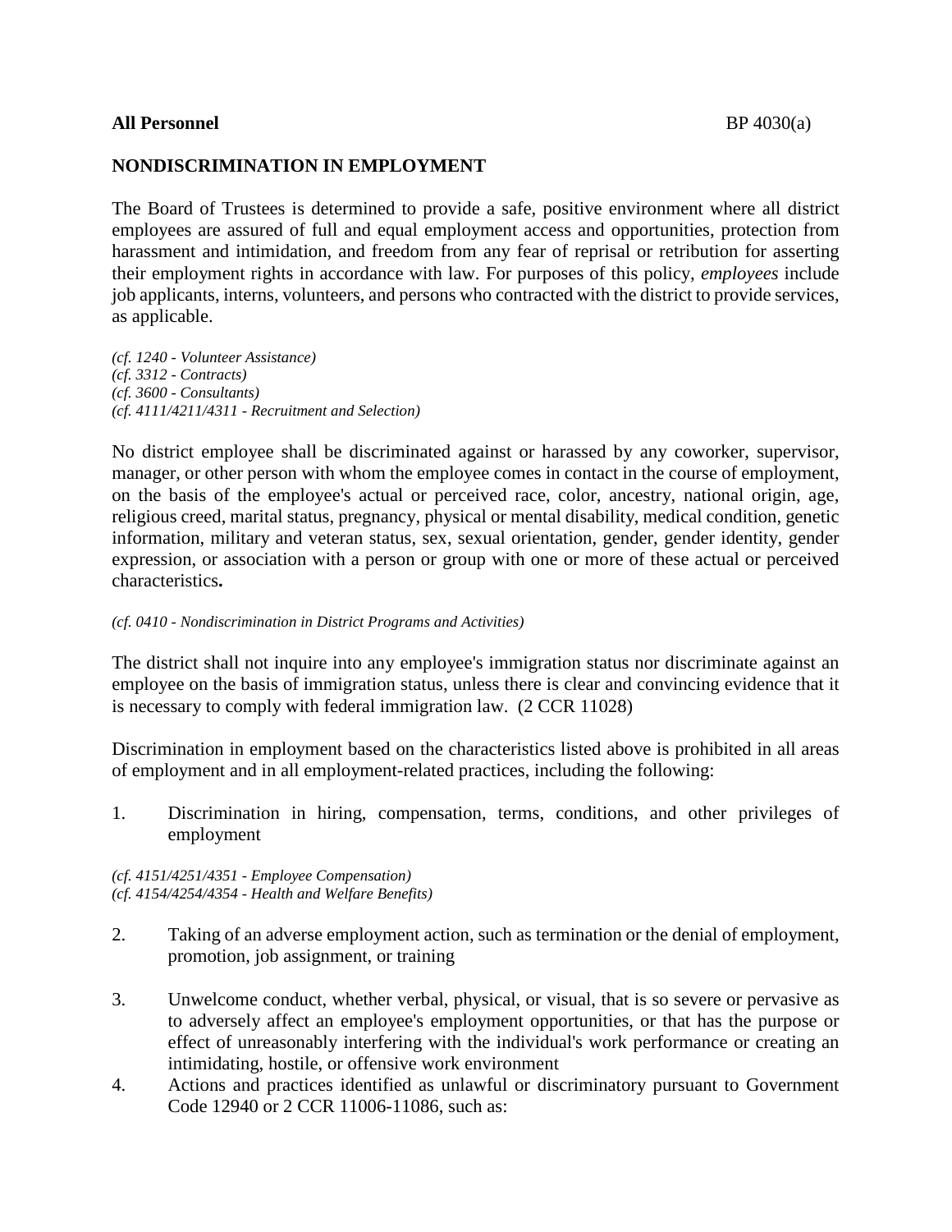**All Personnel** BP 4030(a)

## NONDISCRIMINATION IN EMPLOYMENT

The Board of Trustees is determined to provide a safe, positive environment where all district employees are assured of full and equal employment access and opportunities, protection from harassment and intimidation, and freedom from any fear of reprisal or retribution for asserting their employment rights in accordance with law. For purposes of this policy, *employees* include job applicants, interns, volunteers, and persons who contracted with the district to provide services, as applicable.

*(cf. 1240 - Volunteer Assistance)*
*(cf. 3312 - Contracts)*
*(cf. 3600 - Consultants)*
*(cf. 4111/4211/4311 - Recruitment and Selection)*

No district employee shall be discriminated against or harassed by any coworker, supervisor, manager, or other person with whom the employee comes in contact in the course of employment, on the basis of the employee's actual or perceived race, color, ancestry, national origin, age, religious creed, marital status, pregnancy, physical or mental disability, medical condition, genetic information, military and veteran status, sex, sexual orientation, gender, gender identity, gender expression, or association with a person or group with one or more of these actual or perceived characteristics**.**

*(cf. 0410 - Nondiscrimination in District Programs and Activities)*

The district shall not inquire into any employee's immigration status nor discriminate against an employee on the basis of immigration status, unless there is clear and convincing evidence that it is necessary to comply with federal immigration law. (2 CCR 11028)

Discrimination in employment based on the characteristics listed above is prohibited in all areas of employment and in all employment-related practices, including the following:

1. Discrimination in hiring, compensation, terms, conditions, and other privileges of employment

*(cf. 4151/4251/4351 - Employee Compensation)*
*(cf. 4154/4254/4354 - Health and Welfare Benefits)*

2. Taking of an adverse employment action, such as termination or the denial of employment, promotion, job assignment, or training

3. Unwelcome conduct, whether verbal, physical, or visual, that is so severe or pervasive as to adversely affect an employee's employment opportunities, or that has the purpose or effect of unreasonably interfering with the individual's work performance or creating an intimidating, hostile, or offensive work environment

4. Actions and practices identified as unlawful or discriminatory pursuant to Government Code 12940 or 2 CCR 11006-11086, such as: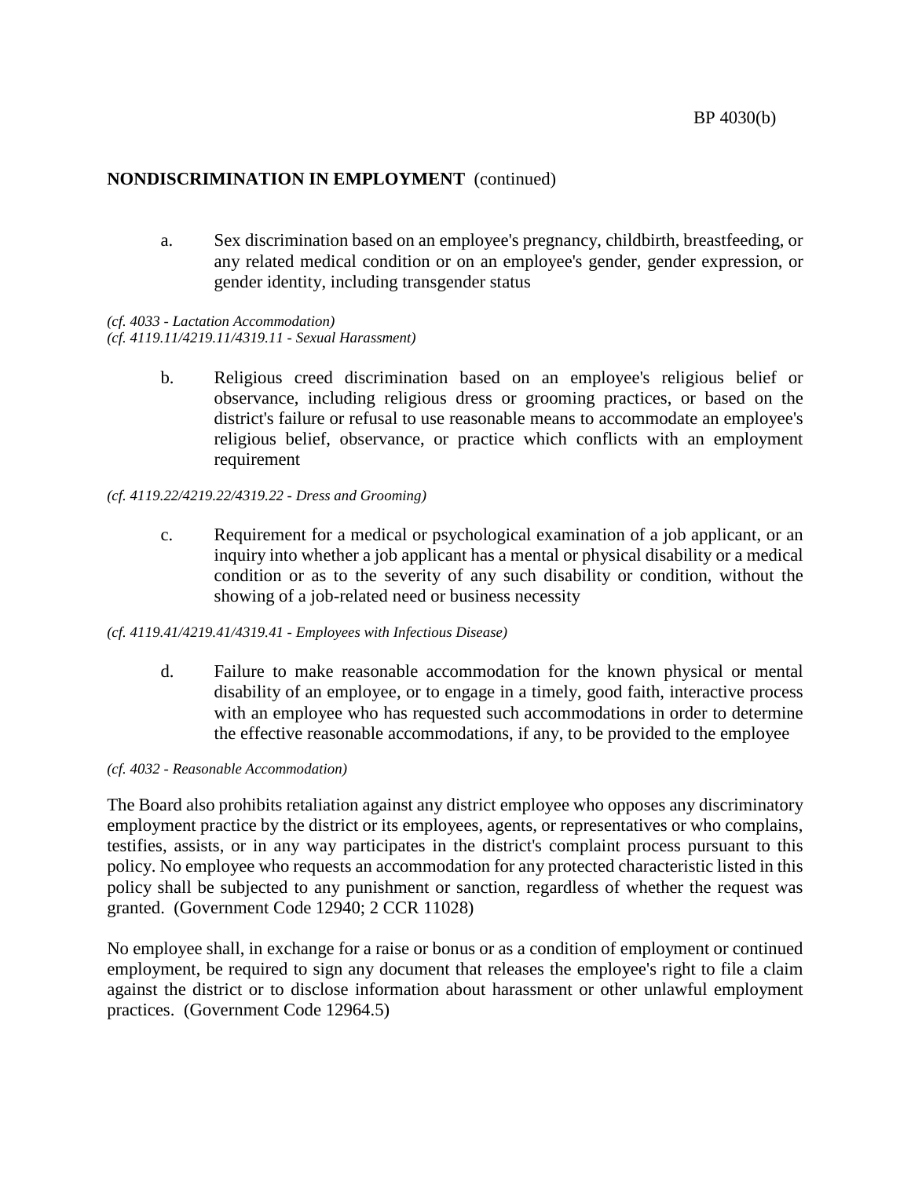## NONDISCRIMINATION IN EMPLOYMENT (continued)

a. Sex discrimination based on an employee's pregnancy, childbirth, breastfeeding, or any related medical condition or on an employee's gender, gender expression, or gender identity, including transgender status

*(cf. 4033 - Lactation Accommodation)*
*(cf. 4119.11/4219.11/4319.11 - Sexual Harassment)*

b. Religious creed discrimination based on an employee's religious belief or observance, including religious dress or grooming practices, or based on the district's failure or refusal to use reasonable means to accommodate an employee's religious belief, observance, or practice which conflicts with an employment requirement

*(cf. 4119.22/4219.22/4319.22 - Dress and Grooming)*

c. Requirement for a medical or psychological examination of a job applicant, or an inquiry into whether a job applicant has a mental or physical disability or a medical condition or as to the severity of any such disability or condition, without the showing of a job-related need or business necessity

*(cf. 4119.41/4219.41/4319.41 - Employees with Infectious Disease)*

d. Failure to make reasonable accommodation for the known physical or mental disability of an employee, or to engage in a timely, good faith, interactive process with an employee who has requested such accommodations in order to determine the effective reasonable accommodations, if any, to be provided to the employee

*(cf. 4032 - Reasonable Accommodation)*

The Board also prohibits retaliation against any district employee who opposes any discriminatory employment practice by the district or its employees, agents, or representatives or who complains, testifies, assists, or in any way participates in the district's complaint process pursuant to this policy. No employee who requests an accommodation for any protected characteristic listed in this policy shall be subjected to any punishment or sanction, regardless of whether the request was granted. (Government Code 12940; 2 CCR 11028)

No employee shall, in exchange for a raise or bonus or as a condition of employment or continued employment, be required to sign any document that releases the employee's right to file a claim against the district or to disclose information about harassment or other unlawful employment practices. (Government Code 12964.5)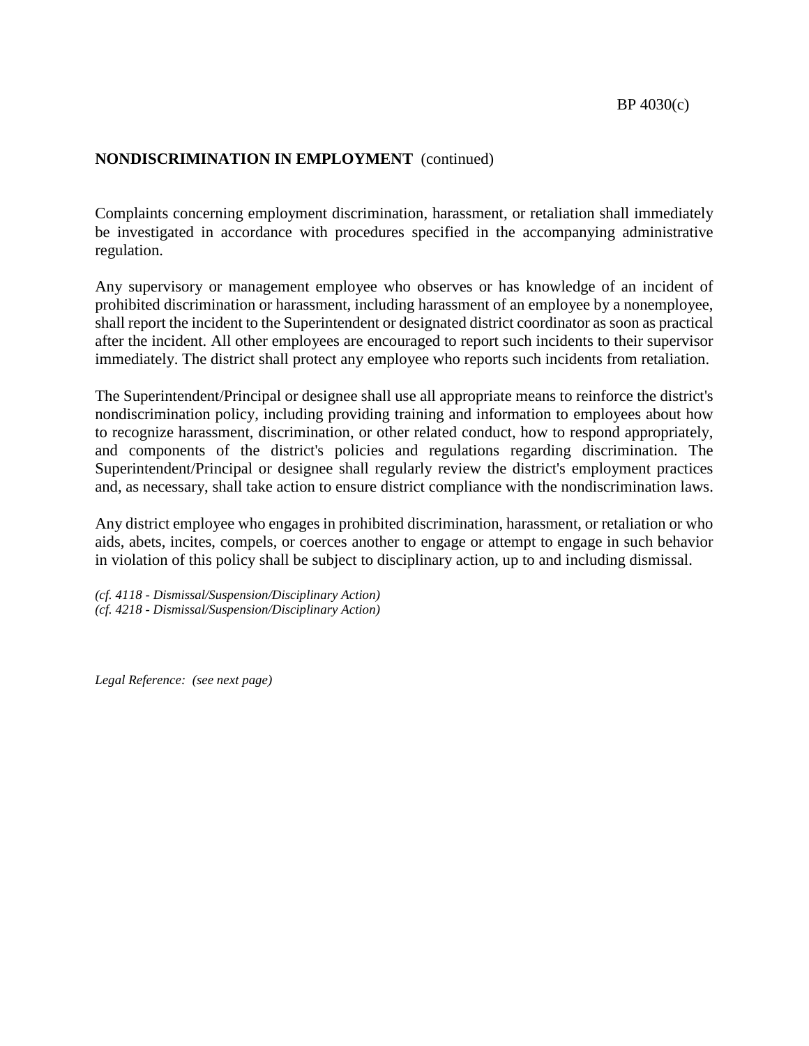**NONDISCRIMINATION IN EMPLOYMENT** (continued)

Complaints concerning employment discrimination, harassment, or retaliation shall immediately be investigated in accordance with procedures specified in the accompanying administrative regulation.

Any supervisory or management employee who observes or has knowledge of an incident of prohibited discrimination or harassment, including harassment of an employee by a nonemployee, shall report the incident to the Superintendent or designated district coordinator as soon as practical after the incident. All other employees are encouraged to report such incidents to their supervisor immediately. The district shall protect any employee who reports such incidents from retaliation.

The Superintendent/Principal or designee shall use all appropriate means to reinforce the district's nondiscrimination policy, including providing training and information to employees about how to recognize harassment, discrimination, or other related conduct, how to respond appropriately, and components of the district's policies and regulations regarding discrimination. The Superintendent/Principal or designee shall regularly review the district's employment practices and, as necessary, shall take action to ensure district compliance with the nondiscrimination laws.

Any district employee who engages in prohibited discrimination, harassment, or retaliation or who aids, abets, incites, compels, or coerces another to engage or attempt to engage in such behavior in violation of this policy shall be subject to disciplinary action, up to and including dismissal.

*(cf. 4118 - Dismissal/Suspension/Disciplinary Action)*
*(cf. 4218 - Dismissal/Suspension/Disciplinary Action)*

*Legal Reference: (see next page)*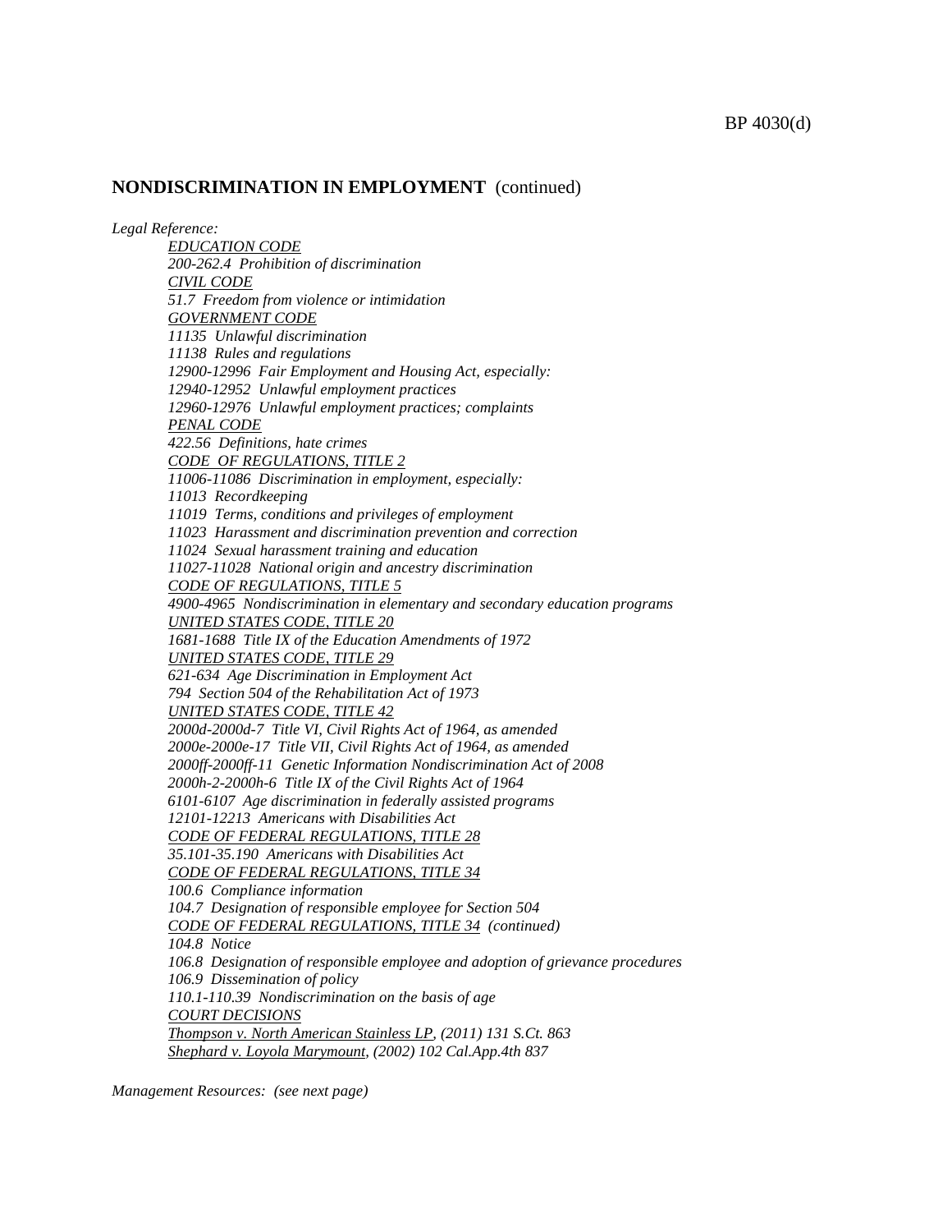## NONDISCRIMINATION IN EMPLOYMENT (continued)

*Legal Reference:*

*EDUCATION CODE*
*200-262.4 Prohibition of discrimination*
*CIVIL CODE*
*51.7 Freedom from violence or intimidation*
*GOVERNMENT CODE*
*11135 Unlawful discrimination*
*11138 Rules and regulations*
*12900-12996 Fair Employment and Housing Act, especially:*
*12940-12952 Unlawful employment practices*
*12960-12976 Unlawful employment practices; complaints*
*PENAL CODE*
*422.56 Definitions, hate crimes*
*CODE OF REGULATIONS, TITLE 2*
*11006-11086 Discrimination in employment, especially:*
*11013 Recordkeeping*
*11019 Terms, conditions and privileges of employment*
*11023 Harassment and discrimination prevention and correction*
*11024 Sexual harassment training and education*
*11027-11028 National origin and ancestry discrimination*
*CODE OF REGULATIONS, TITLE 5*
*4900-4965 Nondiscrimination in elementary and secondary education programs*
*UNITED STATES CODE, TITLE 20*
*1681-1688 Title IX of the Education Amendments of 1972*
*UNITED STATES CODE, TITLE 29*
*621-634 Age Discrimination in Employment Act*
*794 Section 504 of the Rehabilitation Act of 1973*
*UNITED STATES CODE, TITLE 42*
*2000d-2000d-7 Title VI, Civil Rights Act of 1964, as amended*
*2000e-2000e-17 Title VII, Civil Rights Act of 1964, as amended*
*2000ff-2000ff-11 Genetic Information Nondiscrimination Act of 2008*
*2000h-2-2000h-6 Title IX of the Civil Rights Act of 1964*
*6101-6107 Age discrimination in federally assisted programs*
*12101-12213 Americans with Disabilities Act*
*CODE OF FEDERAL REGULATIONS, TITLE 28*
*35.101-35.190 Americans with Disabilities Act*
*CODE OF FEDERAL REGULATIONS, TITLE 34*
*100.6 Compliance information*
*104.7 Designation of responsible employee for Section 504*
*CODE OF FEDERAL REGULATIONS, TITLE 34 (continued)*
*104.8 Notice*
*106.8 Designation of responsible employee and adoption of grievance procedures*
*106.9 Dissemination of policy*
*110.1-110.39 Nondiscrimination on the basis of age*
*COURT DECISIONS*
*Thompson v. North American Stainless LP, (2011) 131 S.Ct. 863*
*Shephard v. Loyola Marymount, (2002) 102 Cal.App.4th 837*

*Management Resources: (see next page)*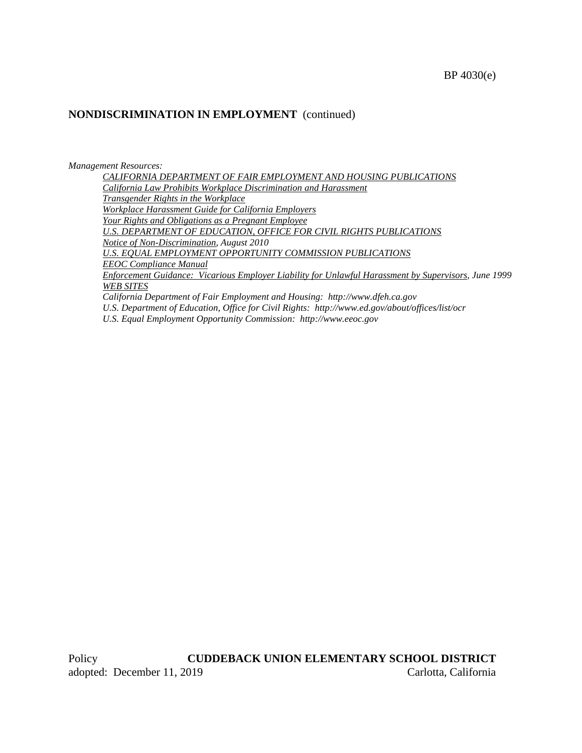*Management Resources:*

*CALIFORNIA DEPARTMENT OF FAIR EMPLOYMENT AND HOUSING PUBLICATIONS*
*California Law Prohibits Workplace Discrimination and Harassment*
*Transgender Rights in the Workplace*
*Workplace Harassment Guide for California Employers*
*Your Rights and Obligations as a Pregnant Employee*
*U.S. DEPARTMENT OF EDUCATION, OFFICE FOR CIVIL RIGHTS PUBLICATIONS*
*Notice of Non-Discrimination, August 2010*
*U.S. EQUAL EMPLOYMENT OPPORTUNITY COMMISSION PUBLICATIONS*
*EEOC Compliance Manual*
*Enforcement Guidance: Vicarious Employer Liability for Unlawful Harassment by Supervisors, June 1999*
*WEB SITES*
*California Department of Fair Employment and Housing: http://www.dfeh.ca.gov*
*U.S. Department of Education, Office for Civil Rights: http://www.ed.gov/about/offices/list/ocr*
*U.S. Equal Employment Opportunity Commission: http://www.eeoc.gov*

Policy adopted: December 11, 2019

**CUDDEBACK UNION ELEMENTARY SCHOOL DISTRICT**
Carlotta, California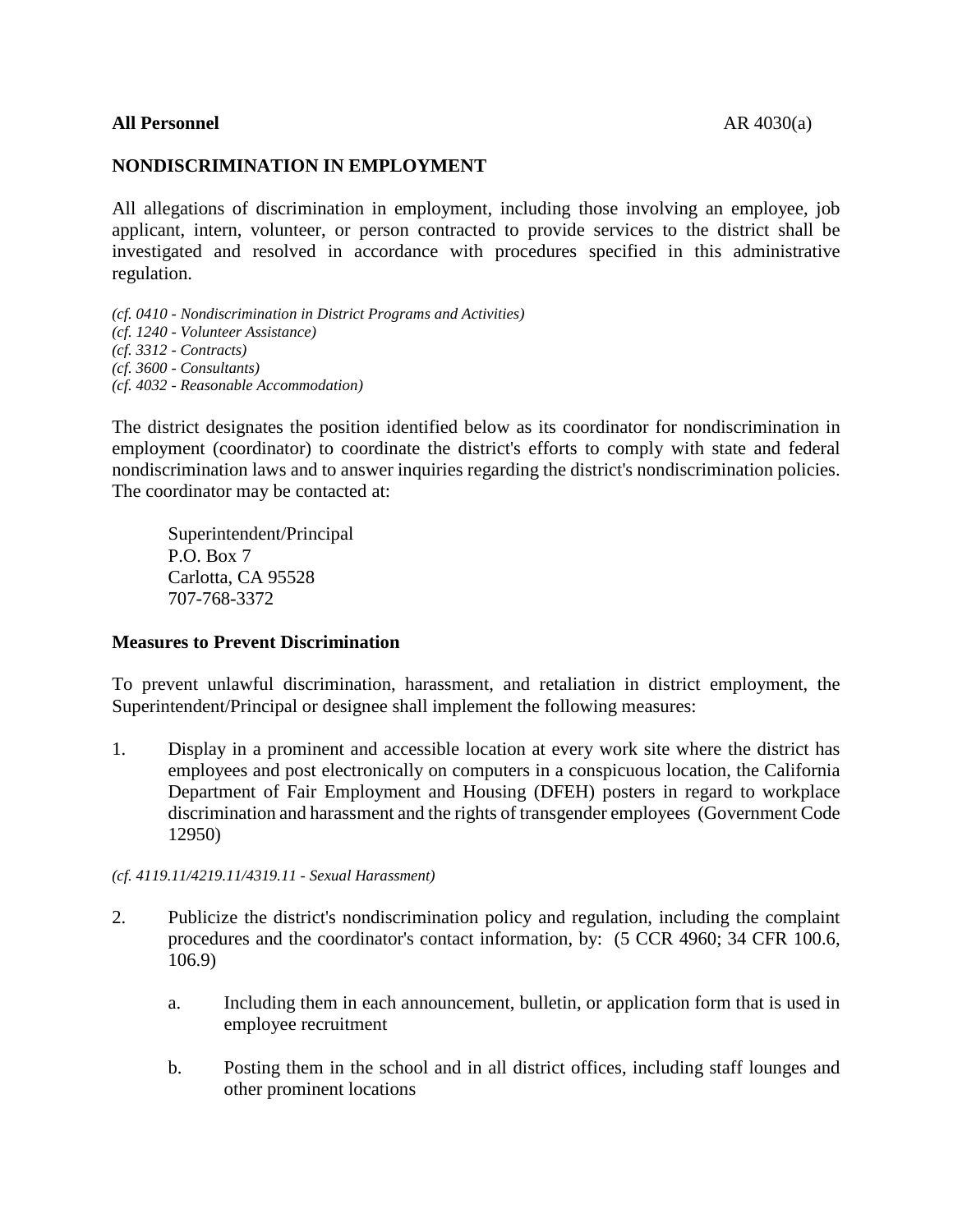**All Personnel** AR 4030(a)

## NONDISCRIMINATION IN EMPLOYMENT

All allegations of discrimination in employment, including those involving an employee, job applicant, intern, volunteer, or person contracted to provide services to the district shall be investigated and resolved in accordance with procedures specified in this administrative regulation.

*(cf. 0410 - Nondiscrimination in District Programs and Activities)*
*(cf. 1240 - Volunteer Assistance)*
*(cf. 3312 - Contracts)*
*(cf. 3600 - Consultants)*
*(cf. 4032 - Reasonable Accommodation)*

The district designates the position identified below as its coordinator for nondiscrimination in employment (coordinator) to coordinate the district's efforts to comply with state and federal nondiscrimination laws and to answer inquiries regarding the district's nondiscrimination policies. The coordinator may be contacted at:

Superintendent/Principal
P.O. Box 7
Carlotta, CA 95528
707-768-3372

### Measures to Prevent Discrimination

To prevent unlawful discrimination, harassment, and retaliation in district employment, the Superintendent/Principal or designee shall implement the following measures:

1. Display in a prominent and accessible location at every work site where the district has employees and post electronically on computers in a conspicuous location, the California Department of Fair Employment and Housing (DFEH) posters in regard to workplace discrimination and harassment and the rights of transgender employees (Government Code 12950)

*(cf. 4119.11/4219.11/4319.11 - Sexual Harassment)*

2. Publicize the district's nondiscrimination policy and regulation, including the complaint procedures and the coordinator's contact information, by: (5 CCR 4960; 34 CFR 100.6, 106.9)

   a. Including them in each announcement, bulletin, or application form that is used in employee recruitment

   b. Posting them in the school and in all district offices, including staff lounges and other prominent locations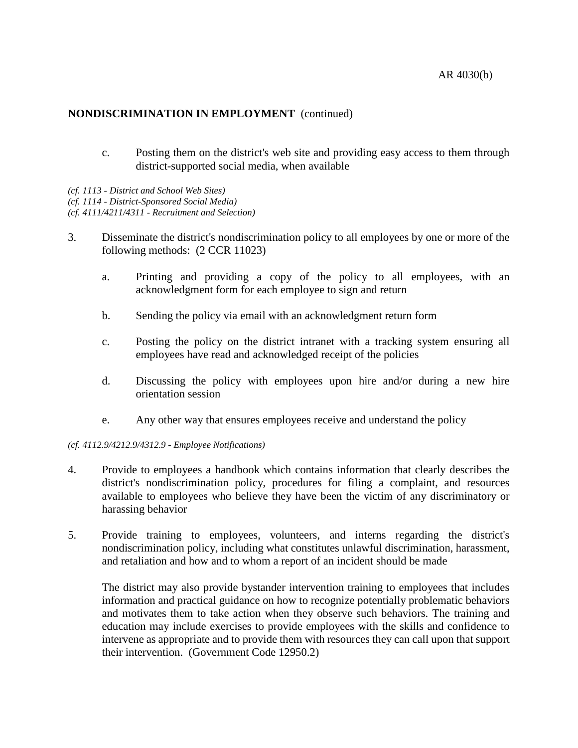**NONDISCRIMINATION IN EMPLOYMENT** (continued)

   c. Posting them on the district's web site and providing easy access to them through district-supported social media, when available

*(cf. 1113 - District and School Web Sites)*
*(cf. 1114 - District-Sponsored Social Media)*
*(cf. 4111/4211/4311 - Recruitment and Selection)*

3. Disseminate the district's nondiscrimination policy to all employees by one or more of the following methods: (2 CCR 11023)

   a. Printing and providing a copy of the policy to all employees, with an acknowledgment form for each employee to sign and return

   b. Sending the policy via email with an acknowledgment return form

   c. Posting the policy on the district intranet with a tracking system ensuring all employees have read and acknowledged receipt of the policies

   d. Discussing the policy with employees upon hire and/or during a new hire orientation session

   e. Any other way that ensures employees receive and understand the policy

*(cf. 4112.9/4212.9/4312.9 - Employee Notifications)*

4. Provide to employees a handbook which contains information that clearly describes the district's nondiscrimination policy, procedures for filing a complaint, and resources available to employees who believe they have been the victim of any discriminatory or harassing behavior

5. Provide training to employees, volunteers, and interns regarding the district's nondiscrimination policy, including what constitutes unlawful discrimination, harassment, and retaliation and how and to whom a report of an incident should be made

   The district may also provide bystander intervention training to employees that includes information and practical guidance on how to recognize potentially problematic behaviors and motivates them to take action when they observe such behaviors. The training and education may include exercises to provide employees with the skills and confidence to intervene as appropriate and to provide them with resources they can call upon that support their intervention. (Government Code 12950.2)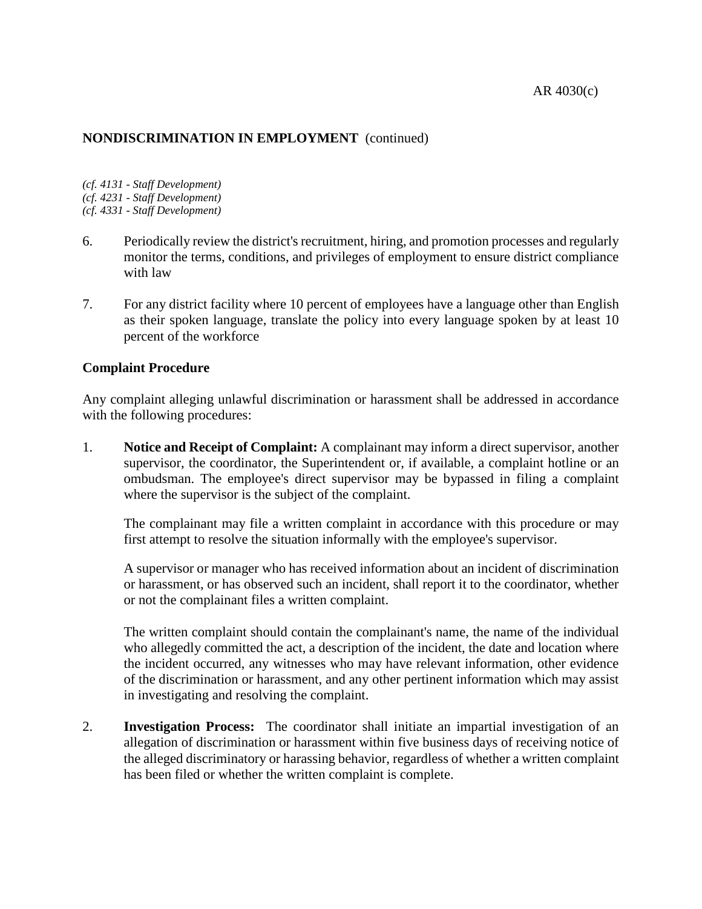## NONDISCRIMINATION IN EMPLOYMENT (continued)

*(cf. 4131 - Staff Development)*
*(cf. 4231 - Staff Development)*
*(cf. 4331 - Staff Development)*

6. Periodically review the district's recruitment, hiring, and promotion processes and regularly monitor the terms, conditions, and privileges of employment to ensure district compliance with law

7. For any district facility where 10 percent of employees have a language other than English as their spoken language, translate the policy into every language spoken by at least 10 percent of the workforce

### Complaint Procedure

Any complaint alleging unlawful discrimination or harassment shall be addressed in accordance with the following procedures:

1. **Notice and Receipt of Complaint:** A complainant may inform a direct supervisor, another supervisor, the coordinator, the Superintendent or, if available, a complaint hotline or an ombudsman. The employee's direct supervisor may be bypassed in filing a complaint where the supervisor is the subject of the complaint.

   The complainant may file a written complaint in accordance with this procedure or may first attempt to resolve the situation informally with the employee's supervisor.

   A supervisor or manager who has received information about an incident of discrimination or harassment, or has observed such an incident, shall report it to the coordinator, whether or not the complainant files a written complaint.

   The written complaint should contain the complainant's name, the name of the individual who allegedly committed the act, a description of the incident, the date and location where the incident occurred, any witnesses who may have relevant information, other evidence of the discrimination or harassment, and any other pertinent information which may assist in investigating and resolving the complaint.

2. **Investigation Process:** The coordinator shall initiate an impartial investigation of an allegation of discrimination or harassment within five business days of receiving notice of the alleged discriminatory or harassing behavior, regardless of whether a written complaint has been filed or whether the written complaint is complete.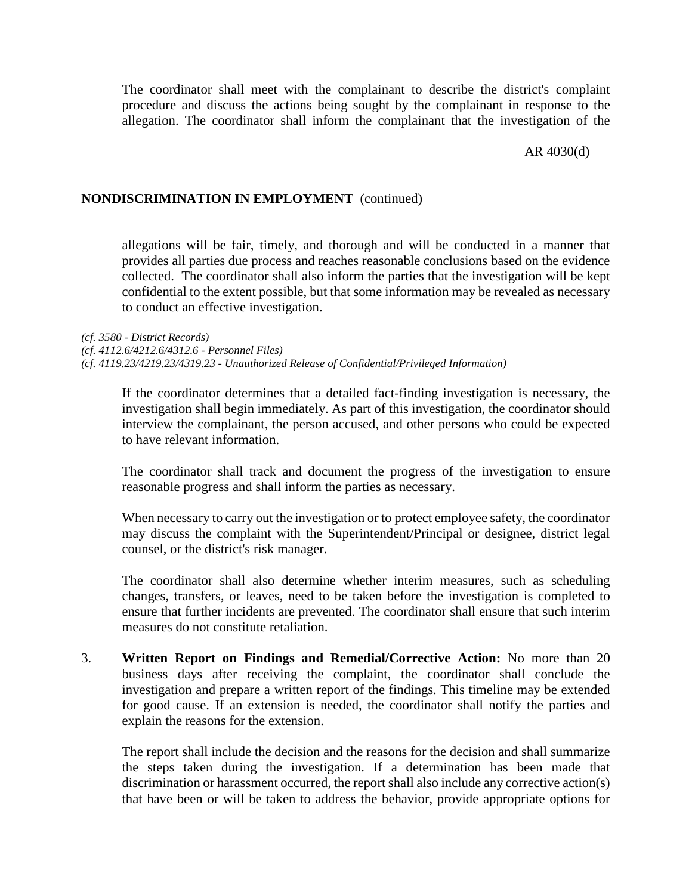The coordinator shall meet with the complainant to describe the district's complaint procedure and discuss the actions being sought by the complainant in response to the allegation. The coordinator shall inform the complainant that the investigation of the

allegations will be fair, timely, and thorough and will be conducted in a manner that provides all parties due process and reaches reasonable conclusions based on the evidence collected. The coordinator shall also inform the parties that the investigation will be kept confidential to the extent possible, but that some information may be revealed as necessary to conduct an effective investigation.

*(cf. 3580 - District Records)*
*(cf. 4112.6/4212.6/4312.6 - Personnel Files)*
*(cf. 4119.23/4219.23/4319.23 - Unauthorized Release of Confidential/Privileged Information)*

If the coordinator determines that a detailed fact-finding investigation is necessary, the investigation shall begin immediately. As part of this investigation, the coordinator should interview the complainant, the person accused, and other persons who could be expected to have relevant information.

The coordinator shall track and document the progress of the investigation to ensure reasonable progress and shall inform the parties as necessary.

When necessary to carry out the investigation or to protect employee safety, the coordinator may discuss the complaint with the Superintendent/Principal or designee, district legal counsel, or the district's risk manager.

The coordinator shall also determine whether interim measures, such as scheduling changes, transfers, or leaves, need to be taken before the investigation is completed to ensure that further incidents are prevented. The coordinator shall ensure that such interim measures do not constitute retaliation.

3. **Written Report on Findings and Remedial/Corrective Action:** No more than 20 business days after receiving the complaint, the coordinator shall conclude the investigation and prepare a written report of the findings. This timeline may be extended for good cause. If an extension is needed, the coordinator shall notify the parties and explain the reasons for the extension.

   The report shall include the decision and the reasons for the decision and shall summarize the steps taken during the investigation. If a determination has been made that discrimination or harassment occurred, the report shall also include any corrective action(s) that have been or will be taken to address the behavior, provide appropriate options for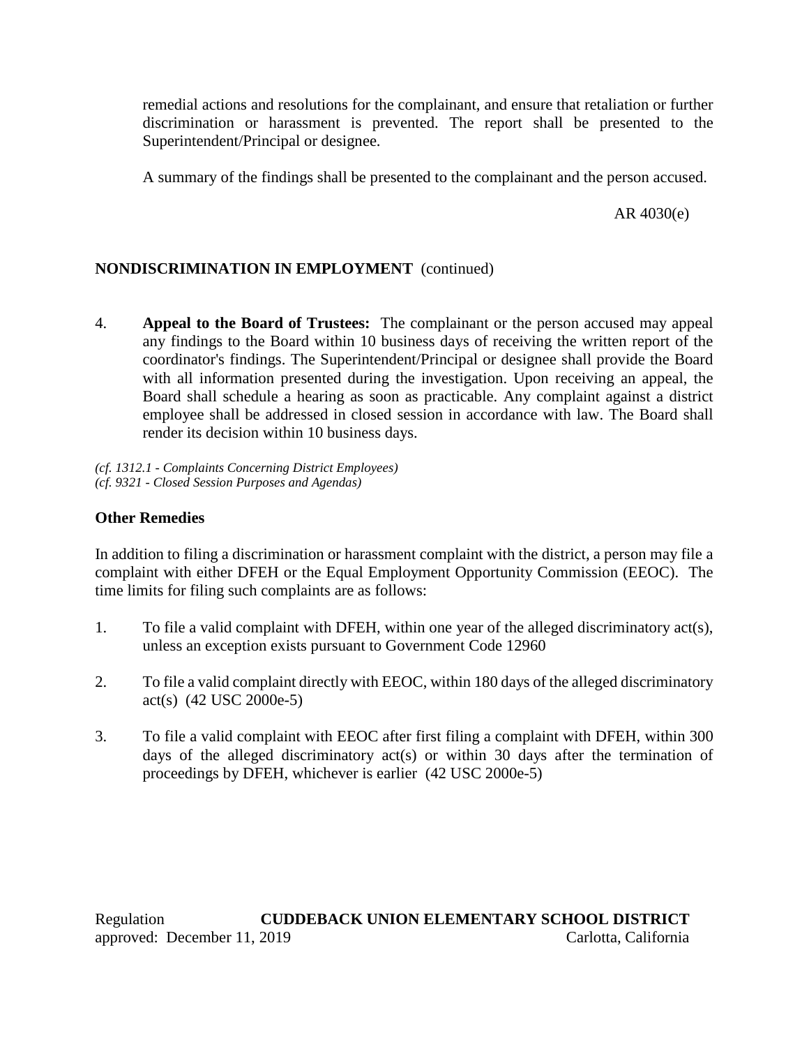remedial actions and resolutions for the complainant, and ensure that retaliation or further discrimination or harassment is prevented. The report shall be presented to the Superintendent/Principal or designee.

A summary of the findings shall be presented to the complainant and the person accused.

4. **Appeal to the Board of Trustees:** The complainant or the person accused may appeal any findings to the Board within 10 business days of receiving the written report of the coordinator's findings. The Superintendent/Principal or designee shall provide the Board with all information presented during the investigation. Upon receiving an appeal, the Board shall schedule a hearing as soon as practicable. Any complaint against a district employee shall be addressed in closed session in accordance with law. The Board shall render its decision within 10 business days.

*(cf. 1312.1 - Complaints Concerning District Employees)*
*(cf. 9321 - Closed Session Purposes and Agendas)*

**Other Remedies**

In addition to filing a discrimination or harassment complaint with the district, a person may file a complaint with either DFEH or the Equal Employment Opportunity Commission (EEOC). The time limits for filing such complaints are as follows:

1. To file a valid complaint with DFEH, within one year of the alleged discriminatory act(s), unless an exception exists pursuant to Government Code 12960

2. To file a valid complaint directly with EEOC, within 180 days of the alleged discriminatory act(s) (42 USC 2000e-5)

3. To file a valid complaint with EEOC after first filing a complaint with DFEH, within 300 days of the alleged discriminatory act(s) or within 30 days after the termination of proceedings by DFEH, whichever is earlier (42 USC 2000e-5)

Regulation **CUDDEBACK UNION ELEMENTARY SCHOOL DISTRICT**
approved: December 11, 2019 Carlotta, California